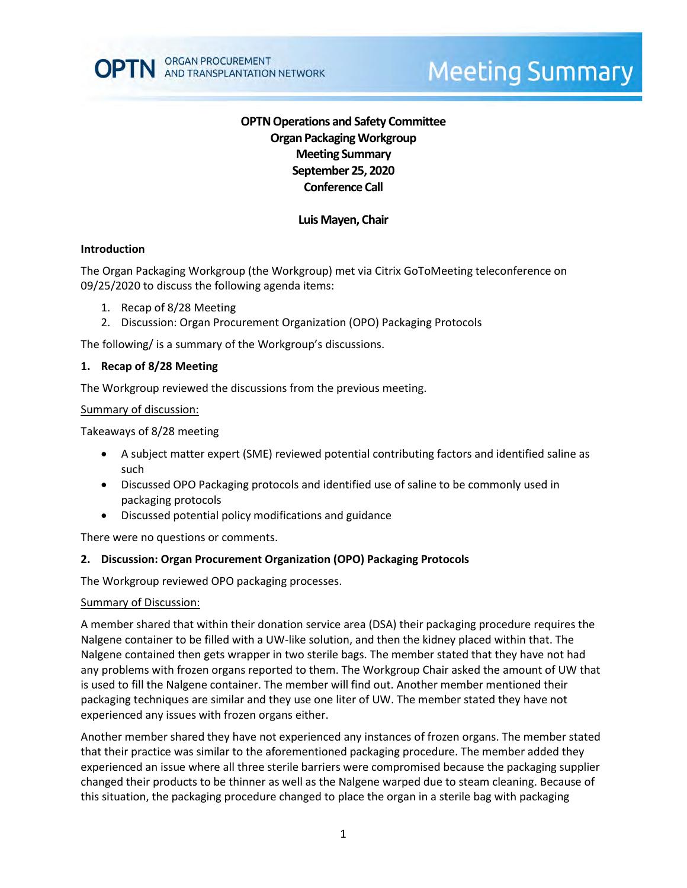OPTN ORGAN PROCUREMENT AND TRANSPLANTATION NETWORK

# Meeting Summary

**OPTN Operations and Safety Committee**
**Organ Packaging Workgroup**
**Meeting Summary**
**September 25, 2020**
**Conference Call**

**Luis Mayen, Chair**

## Introduction

The Organ Packaging Workgroup (the Workgroup) met via Citrix GoToMeeting teleconference on 09/25/2020 to discuss the following agenda items:

1. Recap of 8/28 Meeting
2. Discussion: Organ Procurement Organization (OPO) Packaging Protocols

The following/ is a summary of the Workgroup's discussions.

## 1. Recap of 8/28 Meeting

The Workgroup reviewed the discussions from the previous meeting.

Summary of discussion:

Takeaways of 8/28 meeting

- A subject matter expert (SME) reviewed potential contributing factors and identified saline as such
- Discussed OPO Packaging protocols and identified use of saline to be commonly used in packaging protocols
- Discussed potential policy modifications and guidance

There were no questions or comments.

## 2. Discussion: Organ Procurement Organization (OPO) Packaging Protocols

The Workgroup reviewed OPO packaging processes.

Summary of Discussion:

A member shared that within their donation service area (DSA) their packaging procedure requires the Nalgene container to be filled with a UW-like solution, and then the kidney placed within that. The Nalgene contained then gets wrapper in two sterile bags. The member stated that they have not had any problems with frozen organs reported to them. The Workgroup Chair asked the amount of UW that is used to fill the Nalgene container. The member will find out. Another member mentioned their packaging techniques are similar and they use one liter of UW. The member stated they have not experienced any issues with frozen organs either.

Another member shared they have not experienced any instances of frozen organs. The member stated that their practice was similar to the aforementioned packaging procedure. The member added they experienced an issue where all three sterile barriers were compromised because the packaging supplier changed their products to be thinner as well as the Nalgene warped due to steam cleaning. Because of this situation, the packaging procedure changed to place the organ in a sterile bag with packaging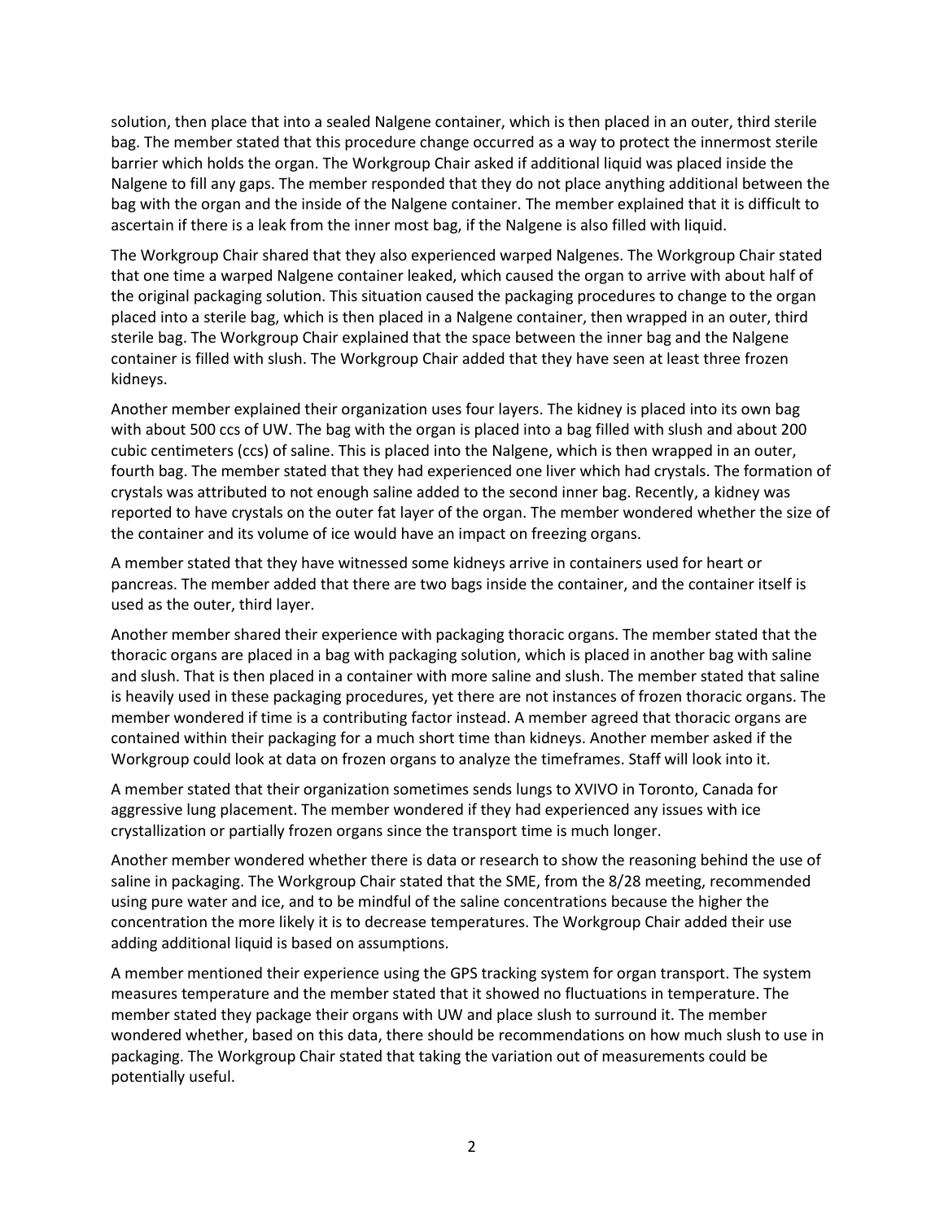solution, then place that into a sealed Nalgene container, which is then placed in an outer, third sterile bag. The member stated that this procedure change occurred as a way to protect the innermost sterile barrier which holds the organ. The Workgroup Chair asked if additional liquid was placed inside the Nalgene to fill any gaps. The member responded that they do not place anything additional between the bag with the organ and the inside of the Nalgene container. The member explained that it is difficult to ascertain if there is a leak from the inner most bag, if the Nalgene is also filled with liquid.

The Workgroup Chair shared that they also experienced warped Nalgenes. The Workgroup Chair stated that one time a warped Nalgene container leaked, which caused the organ to arrive with about half of the original packaging solution. This situation caused the packaging procedures to change to the organ placed into a sterile bag, which is then placed in a Nalgene container, then wrapped in an outer, third sterile bag. The Workgroup Chair explained that the space between the inner bag and the Nalgene container is filled with slush. The Workgroup Chair added that they have seen at least three frozen kidneys.

Another member explained their organization uses four layers. The kidney is placed into its own bag with about 500 ccs of UW. The bag with the organ is placed into a bag filled with slush and about 200 cubic centimeters (ccs) of saline. This is placed into the Nalgene, which is then wrapped in an outer, fourth bag. The member stated that they had experienced one liver which had crystals. The formation of crystals was attributed to not enough saline added to the second inner bag. Recently, a kidney was reported to have crystals on the outer fat layer of the organ. The member wondered whether the size of the container and its volume of ice would have an impact on freezing organs.

A member stated that they have witnessed some kidneys arrive in containers used for heart or pancreas. The member added that there are two bags inside the container, and the container itself is used as the outer, third layer.

Another member shared their experience with packaging thoracic organs. The member stated that the thoracic organs are placed in a bag with packaging solution, which is placed in another bag with saline and slush. That is then placed in a container with more saline and slush. The member stated that saline is heavily used in these packaging procedures, yet there are not instances of frozen thoracic organs. The member wondered if time is a contributing factor instead. A member agreed that thoracic organs are contained within their packaging for a much short time than kidneys. Another member asked if the Workgroup could look at data on frozen organs to analyze the timeframes. Staff will look into it.

A member stated that their organization sometimes sends lungs to XVIVO in Toronto, Canada for aggressive lung placement. The member wondered if they had experienced any issues with ice crystallization or partially frozen organs since the transport time is much longer.

Another member wondered whether there is data or research to show the reasoning behind the use of saline in packaging. The Workgroup Chair stated that the SME, from the 8/28 meeting, recommended using pure water and ice, and to be mindful of the saline concentrations because the higher the concentration the more likely it is to decrease temperatures. The Workgroup Chair added their use adding additional liquid is based on assumptions.

A member mentioned their experience using the GPS tracking system for organ transport. The system measures temperature and the member stated that it showed no fluctuations in temperature. The member stated they package their organs with UW and place slush to surround it. The member wondered whether, based on this data, there should be recommendations on how much slush to use in packaging. The Workgroup Chair stated that taking the variation out of measurements could be potentially useful.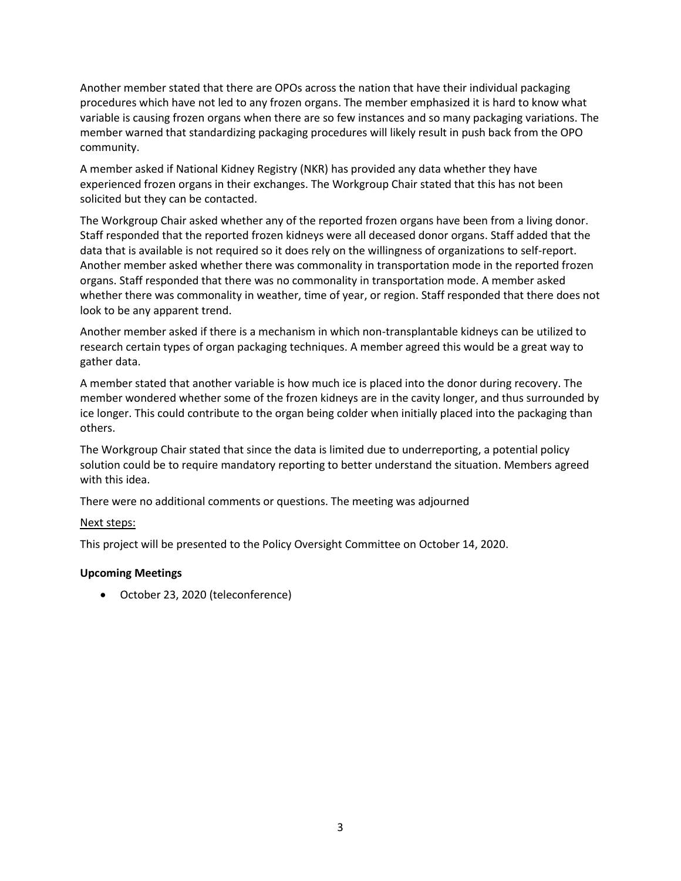Another member stated that there are OPOs across the nation that have their individual packaging procedures which have not led to any frozen organs. The member emphasized it is hard to know what variable is causing frozen organs when there are so few instances and so many packaging variations. The member warned that standardizing packaging procedures will likely result in push back from the OPO community.

A member asked if National Kidney Registry (NKR) has provided any data whether they have experienced frozen organs in their exchanges. The Workgroup Chair stated that this has not been solicited but they can be contacted.

The Workgroup Chair asked whether any of the reported frozen organs have been from a living donor. Staff responded that the reported frozen kidneys were all deceased donor organs. Staff added that the data that is available is not required so it does rely on the willingness of organizations to self-report. Another member asked whether there was commonality in transportation mode in the reported frozen organs. Staff responded that there was no commonality in transportation mode. A member asked whether there was commonality in weather, time of year, or region. Staff responded that there does not look to be any apparent trend.

Another member asked if there is a mechanism in which non-transplantable kidneys can be utilized to research certain types of organ packaging techniques. A member agreed this would be a great way to gather data.

A member stated that another variable is how much ice is placed into the donor during recovery. The member wondered whether some of the frozen kidneys are in the cavity longer, and thus surrounded by ice longer. This could contribute to the organ being colder when initially placed into the packaging than others.

The Workgroup Chair stated that since the data is limited due to underreporting, a potential policy solution could be to require mandatory reporting to better understand the situation. Members agreed with this idea.

There were no additional comments or questions. The meeting was adjourned

Next steps:

This project will be presented to the Policy Oversight Committee on October 14, 2020.

**Upcoming Meetings**

- October 23, 2020 (teleconference)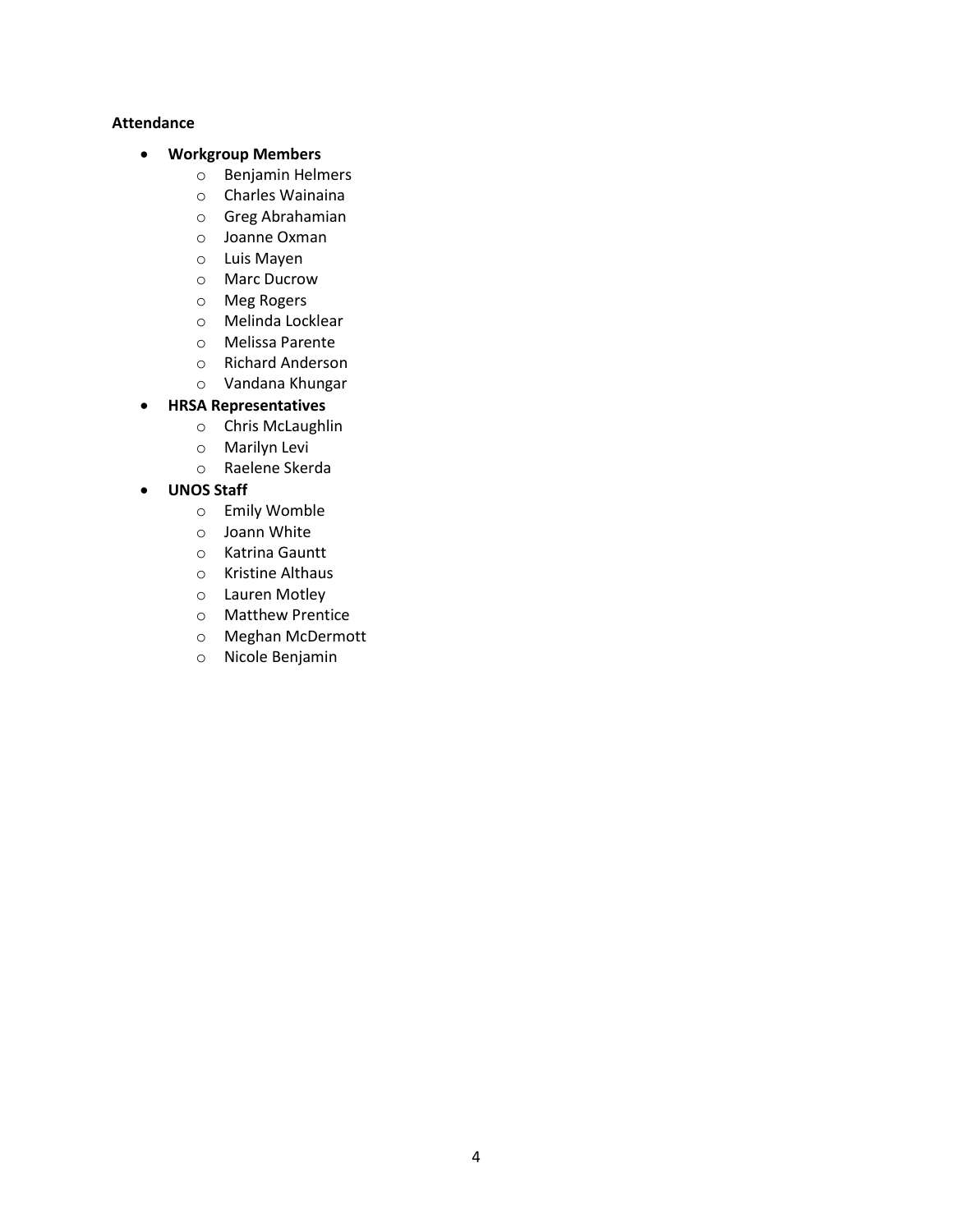**Attendance**

- **Workgroup Members**
  - Benjamin Helmers
  - Charles Wainaina
  - Greg Abrahamian
  - Joanne Oxman
  - Luis Mayen
  - Marc Ducrow
  - Meg Rogers
  - Melinda Locklear
  - Melissa Parente
  - Richard Anderson
  - Vandana Khungar
- **HRSA Representatives**
  - Chris McLaughlin
  - Marilyn Levi
  - Raelene Skerda
- **UNOS Staff**
  - Emily Womble
  - Joann White
  - Katrina Gauntt
  - Kristine Althaus
  - Lauren Motley
  - Matthew Prentice
  - Meghan McDermott
  - Nicole Benjamin